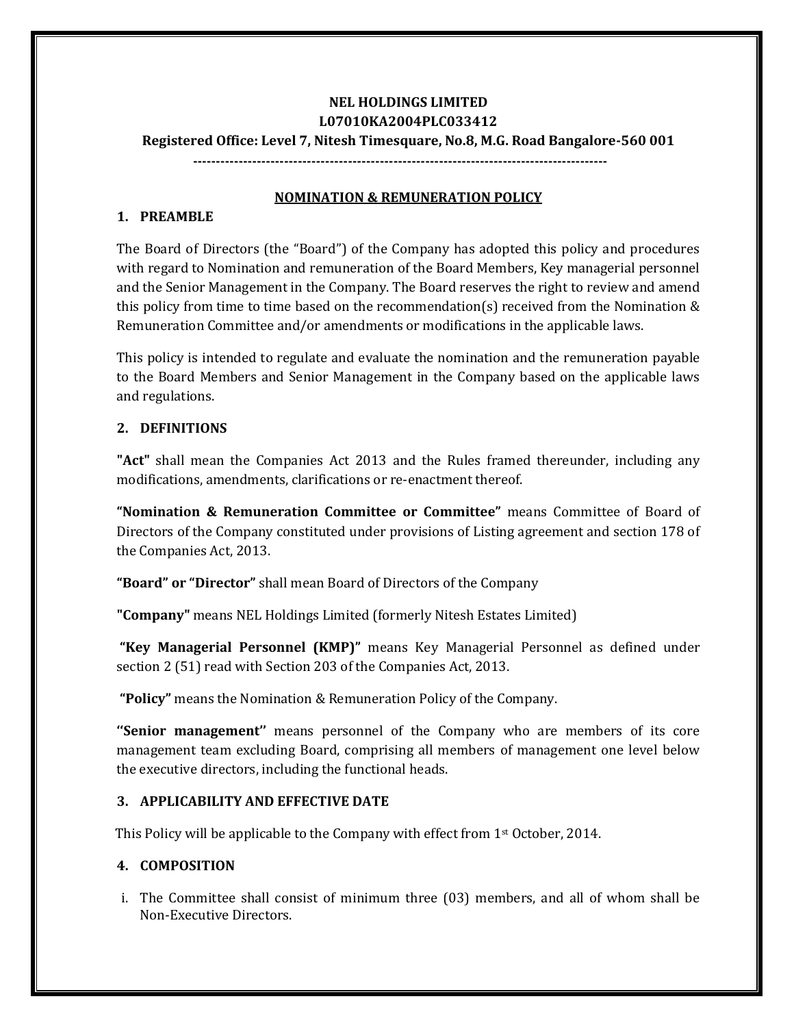**NEL HOLDINGS LIMITED**
**L07010KA2004PLC033412**
**Registered Office: Level 7, Nitesh Timesquare, No.8, M.G. Road Bangalore-560 001**

---

## NOMINATION & REMUNERATION POLICY

### 1. PREAMBLE

The Board of Directors (the "Board") of the Company has adopted this policy and procedures with regard to Nomination and remuneration of the Board Members, Key managerial personnel and the Senior Management in the Company. The Board reserves the right to review and amend this policy from time to time based on the recommendation(s) received from the Nomination & Remuneration Committee and/or amendments or modifications in the applicable laws.

This policy is intended to regulate and evaluate the nomination and the remuneration payable to the Board Members and Senior Management in the Company based on the applicable laws and regulations.

### 2. DEFINITIONS

**"Act"** shall mean the Companies Act 2013 and the Rules framed thereunder, including any modifications, amendments, clarifications or re-enactment thereof.

**"Nomination & Remuneration Committee or Committee"** means Committee of Board of Directors of the Company constituted under provisions of Listing agreement and section 178 of the Companies Act, 2013.

**"Board" or "Director"** shall mean Board of Directors of the Company

**"Company"** means NEL Holdings Limited (formerly Nitesh Estates Limited)

**"Key Managerial Personnel (KMP)"** means Key Managerial Personnel as defined under section 2 (51) read with Section 203 of the Companies Act, 2013.

**"Policy"** means the Nomination & Remuneration Policy of the Company.

**''Senior management''** means personnel of the Company who are members of its core management team excluding Board, comprising all members of management one level below the executive directors, including the functional heads.

### 3. APPLICABILITY AND EFFECTIVE DATE

This Policy will be applicable to the Company with effect from 1st October, 2014.

### 4. COMPOSITION

i. The Committee shall consist of minimum three (03) members, and all of whom shall be Non-Executive Directors.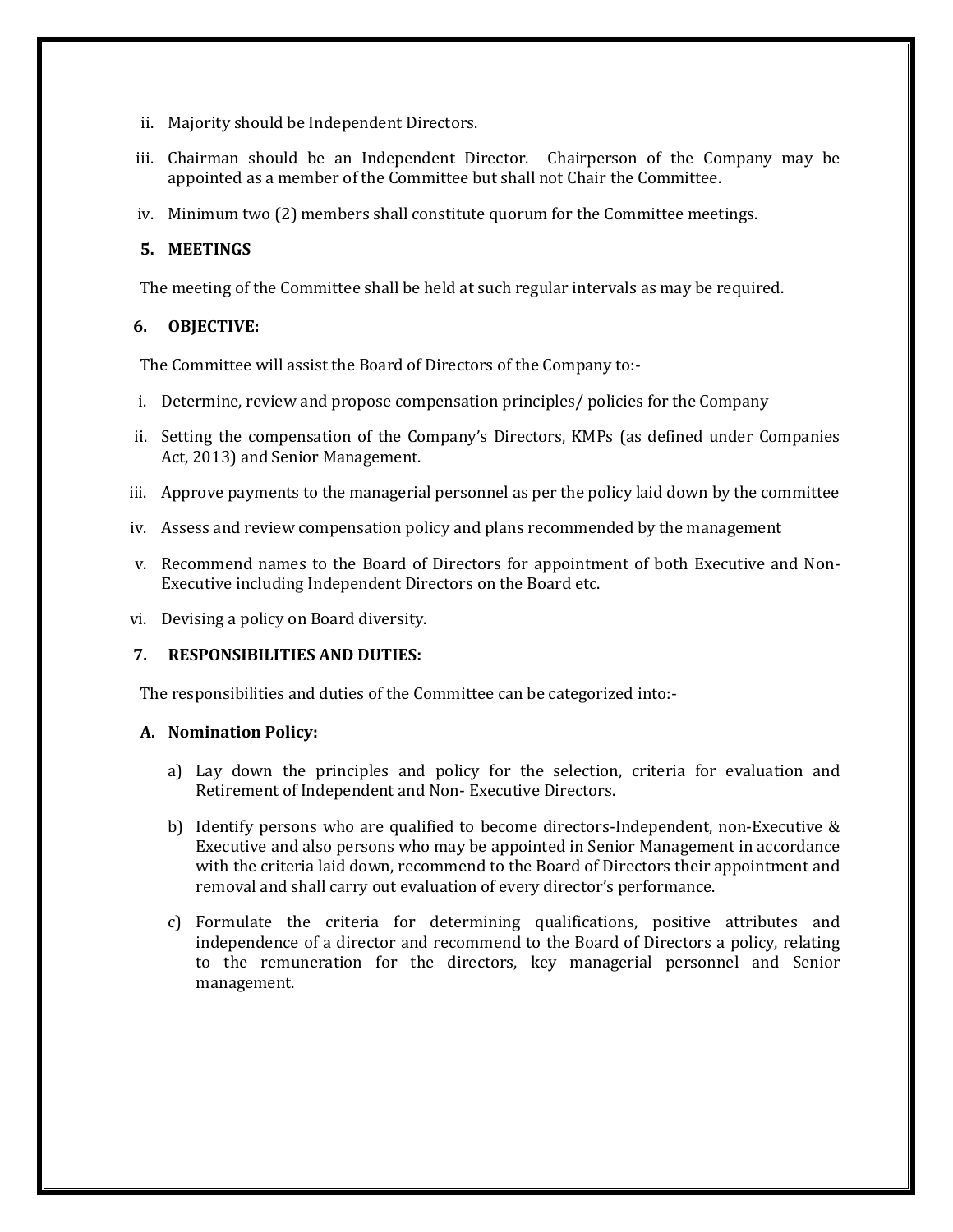ii. Majority should be Independent Directors.

iii. Chairman should be an Independent Director. Chairperson of the Company may be appointed as a member of the Committee but shall not Chair the Committee.

iv. Minimum two (2) members shall constitute quorum for the Committee meetings.

**5. MEETINGS**

The meeting of the Committee shall be held at such regular intervals as may be required.

**6. OBJECTIVE:**

The Committee will assist the Board of Directors of the Company to:-

i. Determine, review and propose compensation principles/ policies for the Company

ii. Setting the compensation of the Company's Directors, KMPs (as defined under Companies Act, 2013) and Senior Management.

iii. Approve payments to the managerial personnel as per the policy laid down by the committee

iv. Assess and review compensation policy and plans recommended by the management

v. Recommend names to the Board of Directors for appointment of both Executive and Non-Executive including Independent Directors on the Board etc.

vi. Devising a policy on Board diversity.

**7. RESPONSIBILITIES AND DUTIES:**

The responsibilities and duties of the Committee can be categorized into:-

**A. Nomination Policy:**

a) Lay down the principles and policy for the selection, criteria for evaluation and Retirement of Independent and Non- Executive Directors.

b) Identify persons who are qualified to become directors-Independent, non-Executive & Executive and also persons who may be appointed in Senior Management in accordance with the criteria laid down, recommend to the Board of Directors their appointment and removal and shall carry out evaluation of every director's performance.

c) Formulate the criteria for determining qualifications, positive attributes and independence of a director and recommend to the Board of Directors a policy, relating to the remuneration for the directors, key managerial personnel and Senior management.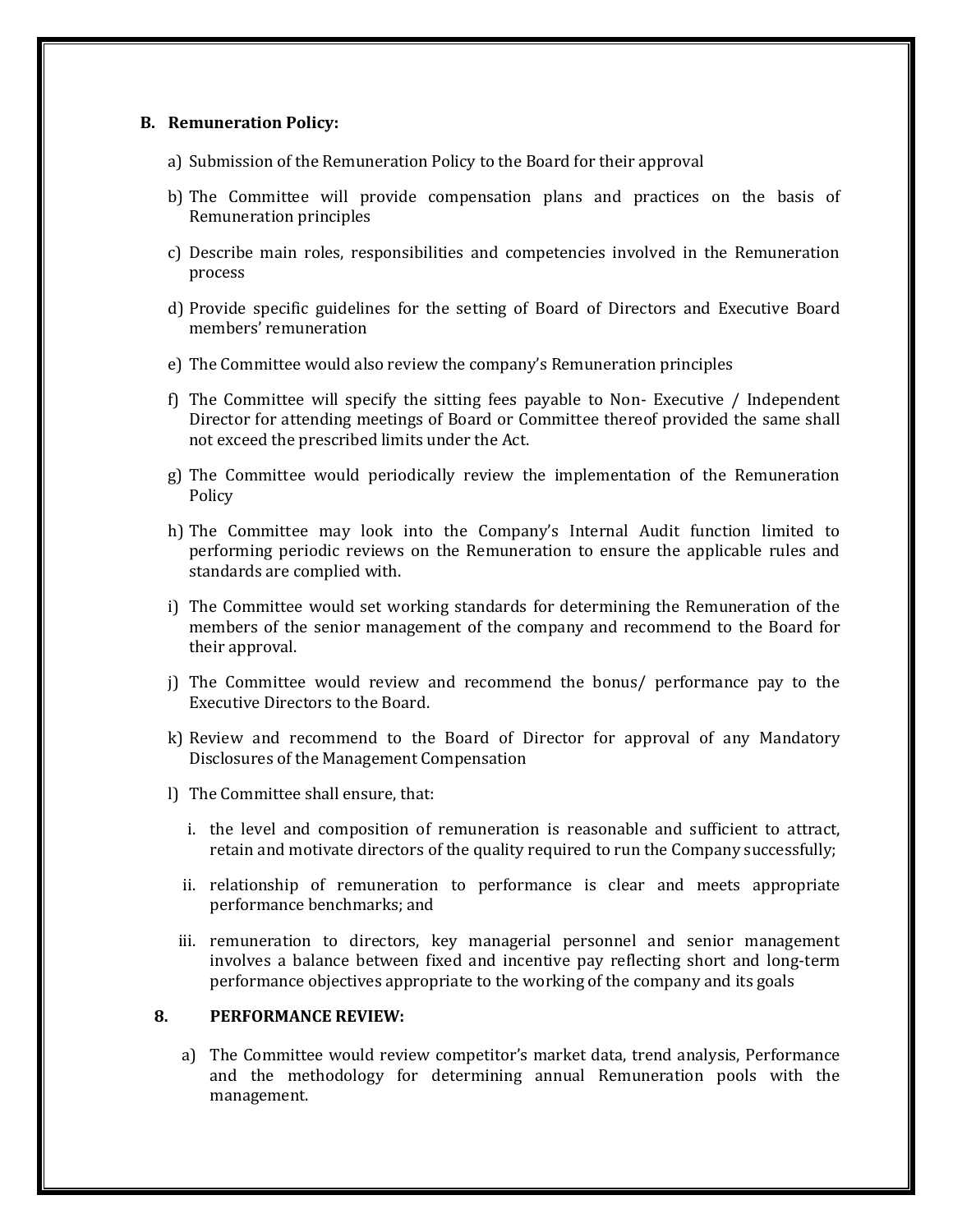### B. Remuneration Policy:

a) Submission of the Remuneration Policy to the Board for their approval

b) The Committee will provide compensation plans and practices on the basis of Remuneration principles

c) Describe main roles, responsibilities and competencies involved in the Remuneration process

d) Provide specific guidelines for the setting of Board of Directors and Executive Board members' remuneration

e) The Committee would also review the company's Remuneration principles

f) The Committee will specify the sitting fees payable to Non- Executive / Independent Director for attending meetings of Board or Committee thereof provided the same shall not exceed the prescribed limits under the Act.

g) The Committee would periodically review the implementation of the Remuneration Policy

h) The Committee may look into the Company's Internal Audit function limited to performing periodic reviews on the Remuneration to ensure the applicable rules and standards are complied with.

i) The Committee would set working standards for determining the Remuneration of the members of the senior management of the company and recommend to the Board for their approval.

j) The Committee would review and recommend the bonus/ performance pay to the Executive Directors to the Board.

k) Review and recommend to the Board of Director for approval of any Mandatory Disclosures of the Management Compensation

l) The Committee shall ensure, that:

   i. the level and composition of remuneration is reasonable and sufficient to attract, retain and motivate directors of the quality required to run the Company successfully;

   ii. relationship of remuneration to performance is clear and meets appropriate performance benchmarks; and

   iii. remuneration to directors, key managerial personnel and senior management involves a balance between fixed and incentive pay reflecting short and long-term performance objectives appropriate to the working of the company and its goals

### 8. PERFORMANCE REVIEW:

a) The Committee would review competitor's market data, trend analysis, Performance and the methodology for determining annual Remuneration pools with the management.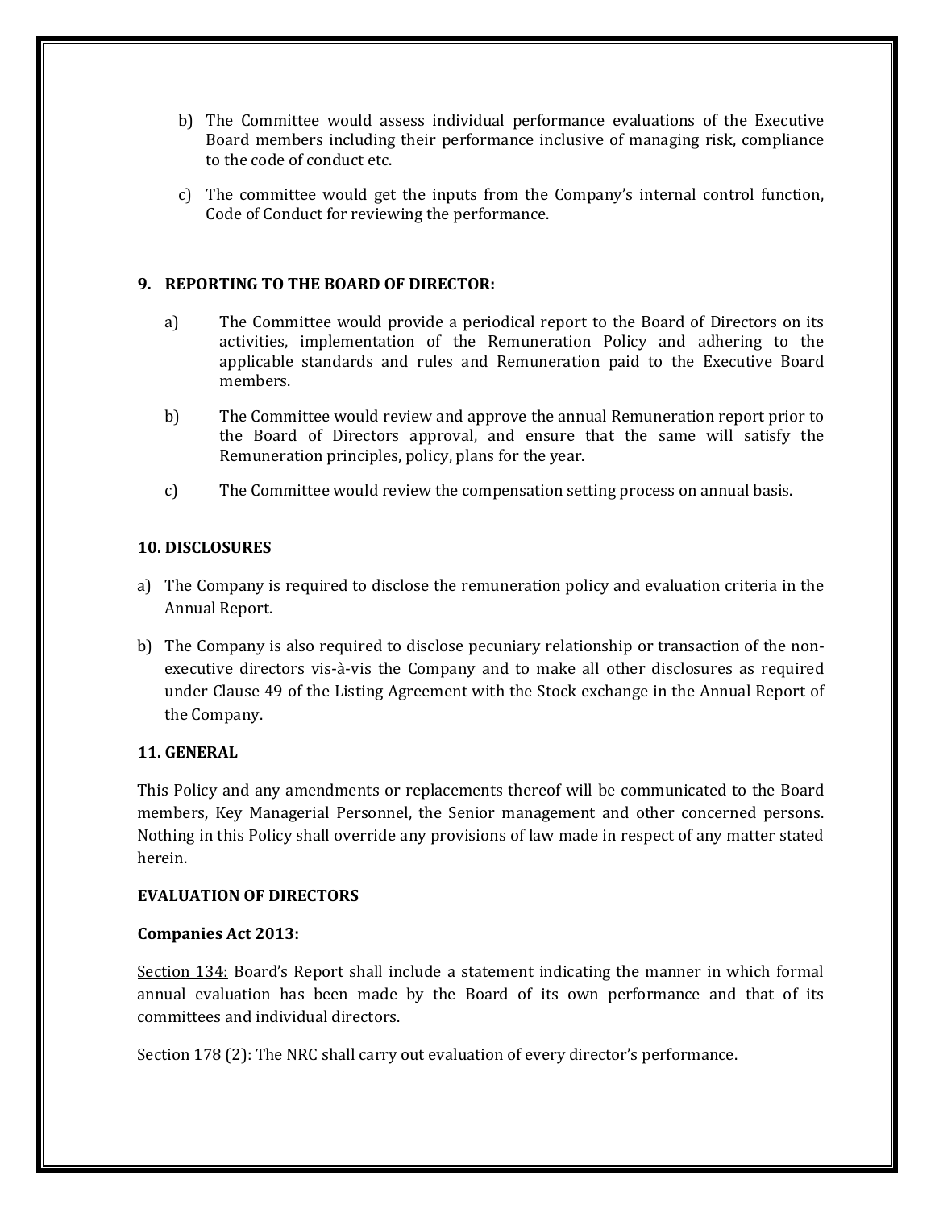b) The Committee would assess individual performance evaluations of the Executive Board members including their performance inclusive of managing risk, compliance to the code of conduct etc.

c) The committee would get the inputs from the Company's internal control function, Code of Conduct for reviewing the performance.

**9. REPORTING TO THE BOARD OF DIRECTOR:**

a) The Committee would provide a periodical report to the Board of Directors on its activities, implementation of the Remuneration Policy and adhering to the applicable standards and rules and Remuneration paid to the Executive Board members.

b) The Committee would review and approve the annual Remuneration report prior to the Board of Directors approval, and ensure that the same will satisfy the Remuneration principles, policy, plans for the year.

c) The Committee would review the compensation setting process on annual basis.

**10. DISCLOSURES**

a) The Company is required to disclose the remuneration policy and evaluation criteria in the Annual Report.

b) The Company is also required to disclose pecuniary relationship or transaction of the non-executive directors vis-à-vis the Company and to make all other disclosures as required under Clause 49 of the Listing Agreement with the Stock exchange in the Annual Report of the Company.

**11. GENERAL**

This Policy and any amendments or replacements thereof will be communicated to the Board members, Key Managerial Personnel, the Senior management and other concerned persons. Nothing in this Policy shall override any provisions of law made in respect of any matter stated herein.

**EVALUATION OF DIRECTORS**

**Companies Act 2013:**

<u>Section 134:</u> Board's Report shall include a statement indicating the manner in which formal annual evaluation has been made by the Board of its own performance and that of its committees and individual directors.

<u>Section 178 (2):</u> The NRC shall carry out evaluation of every director's performance.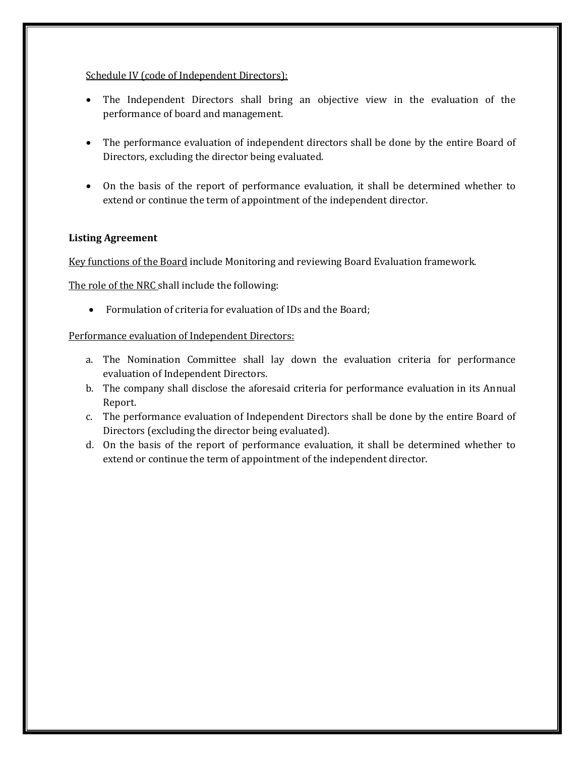<u>Schedule IV (code of Independent Directors):</u>

- The Independent Directors shall bring an objective view in the evaluation of the performance of board and management.

- The performance evaluation of independent directors shall be done by the entire Board of Directors, excluding the director being evaluated.

- On the basis of the report of performance evaluation, it shall be determined whether to extend or continue the term of appointment of the independent director.

**Listing Agreement**

<u>Key functions of the Board</u> include Monitoring and reviewing Board Evaluation framework.

<u>The role of the NRC</u> shall include the following:

- Formulation of criteria for evaluation of IDs and the Board;

<u>Performance evaluation of Independent Directors:</u>

a. The Nomination Committee shall lay down the evaluation criteria for performance evaluation of Independent Directors.
b. The company shall disclose the aforesaid criteria for performance evaluation in its Annual Report.
c. The performance evaluation of Independent Directors shall be done by the entire Board of Directors (excluding the director being evaluated).
d. On the basis of the report of performance evaluation, it shall be determined whether to extend or continue the term of appointment of the independent director.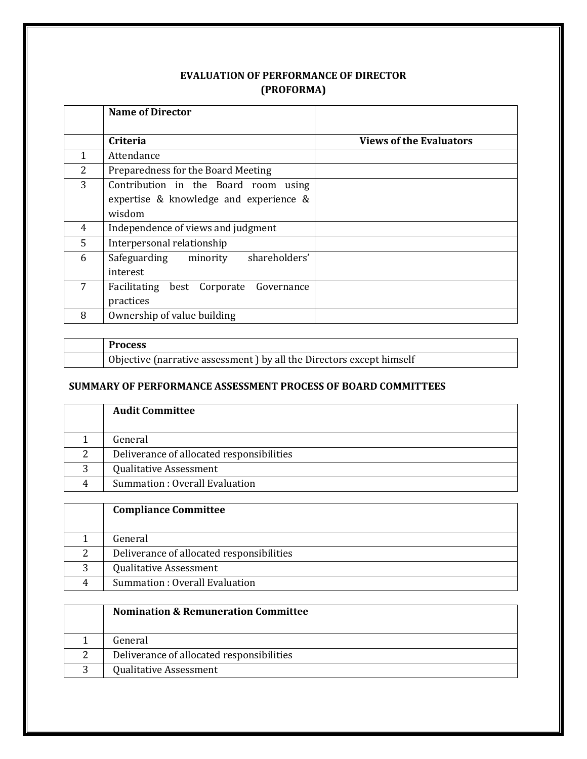## EVALUATION OF PERFORMANCE OF DIRECTOR
## (PROFORMA)

| | **Name of Director** | |
|---|---|---|
| | **Criteria** | **Views of the Evaluators** |
| 1 | Attendance | |
| 2 | Preparedness for the Board Meeting | |
| 3 | Contribution in the Board room using expertise & knowledge and experience & wisdom | |
| 4 | Independence of views and judgment | |
| 5 | Interpersonal relationship | |
| 6 | Safeguarding minority shareholders' interest | |
| 7 | Facilitating best Corporate Governance practices | |
| 8 | Ownership of value building | |

| | **Process** |
|---|---|
| | Objective (narrative assessment ) by all the Directors except himself |

### SUMMARY OF PERFORMANCE ASSESSMENT PROCESS OF BOARD COMMITTEES

| | **Audit Committee** |
|---|---|
| 1 | General |
| 2 | Deliverance of allocated responsibilities |
| 3 | Qualitative Assessment |
| 4 | Summation : Overall Evaluation |

| | **Compliance Committee** |
|---|---|
| 1 | General |
| 2 | Deliverance of allocated responsibilities |
| 3 | Qualitative Assessment |
| 4 | Summation : Overall Evaluation |

| | **Nomination & Remuneration Committee** |
|---|---|
| 1 | General |
| 2 | Deliverance of allocated responsibilities |
| 3 | Qualitative Assessment |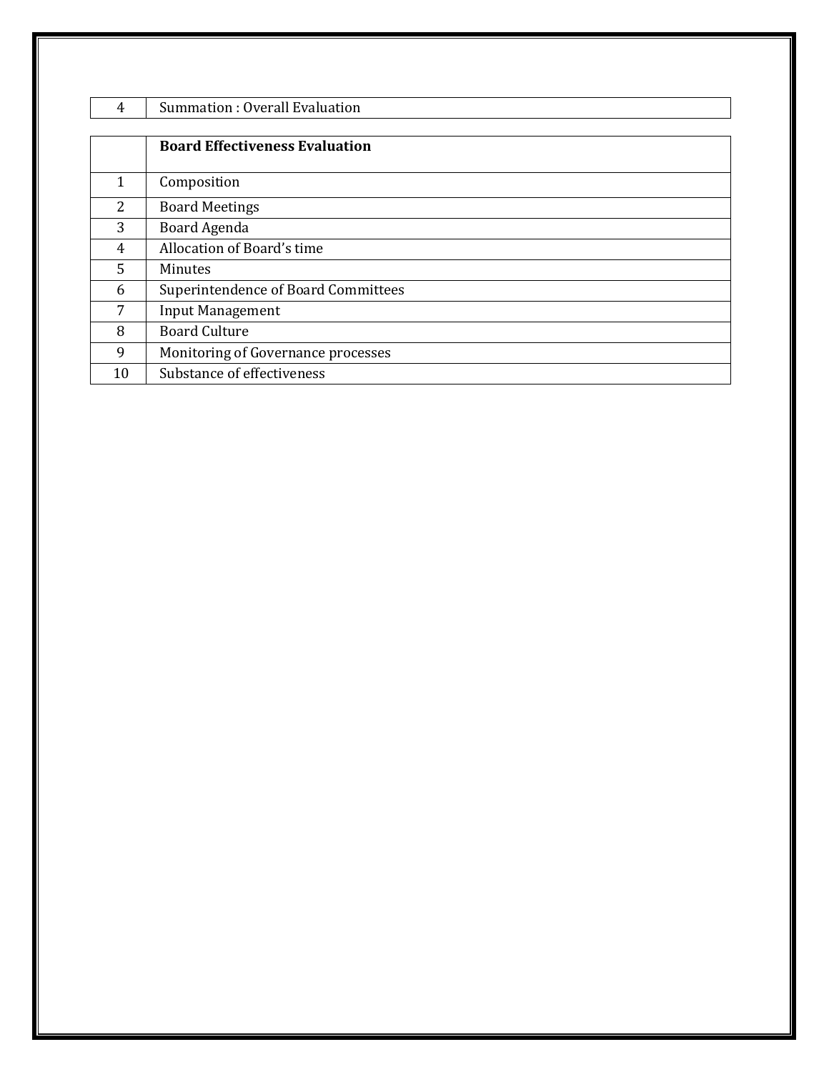| | |
|---|---|
| 4 | Summation : Overall Evaluation |

| | **Board Effectiveness Evaluation** |
|---|---|
| 1 | Composition |
| 2 | Board Meetings |
| 3 | Board Agenda |
| 4 | Allocation of Board's time |
| 5 | Minutes |
| 6 | Superintendence of Board Committees |
| 7 | Input Management |
| 8 | Board Culture |
| 9 | Monitoring of Governance processes |
| 10 | Substance of effectiveness |